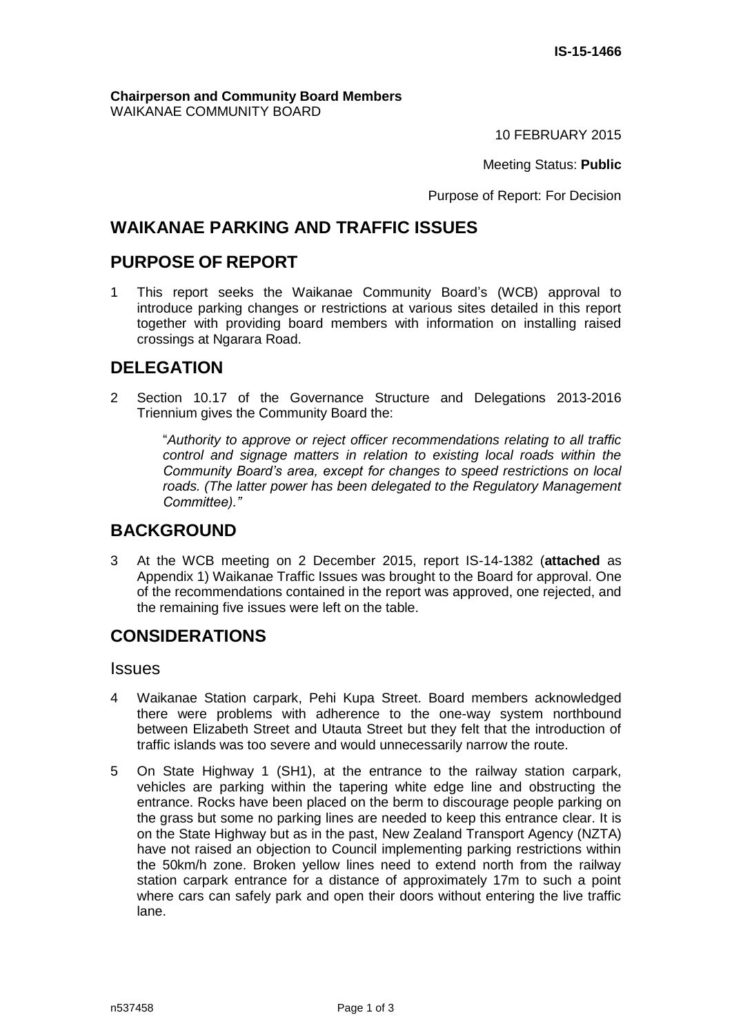**IS-15-1466**

**Chairperson and Community Board Members**
WAIKANAE COMMUNITY BOARD

10 FEBRUARY 2015

Meeting Status: **Public**

Purpose of Report: For Decision

## WAIKANAE PARKING AND TRAFFIC ISSUES

## PURPOSE OF REPORT

1 This report seeks the Waikanae Community Board's (WCB) approval to introduce parking changes or restrictions at various sites detailed in this report together with providing board members with information on installing raised crossings at Ngarara Road.

## DELEGATION

2 Section 10.17 of the Governance Structure and Delegations 2013-2016 Triennium gives the Community Board the:

> "*Authority to approve or reject officer recommendations relating to all traffic control and signage matters in relation to existing local roads within the Community Board's area, except for changes to speed restrictions on local roads. (The latter power has been delegated to the Regulatory Management Committee).*"

## BACKGROUND

3 At the WCB meeting on 2 December 2015, report IS-14-1382 (**attached** as Appendix 1) Waikanae Traffic Issues was brought to the Board for approval. One of the recommendations contained in the report was approved, one rejected, and the remaining five issues were left on the table.

## CONSIDERATIONS

### Issues

4 Waikanae Station carpark, Pehi Kupa Street. Board members acknowledged there were problems with adherence to the one-way system northbound between Elizabeth Street and Utauta Street but they felt that the introduction of traffic islands was too severe and would unnecessarily narrow the route.

5 On State Highway 1 (SH1), at the entrance to the railway station carpark, vehicles are parking within the tapering white edge line and obstructing the entrance. Rocks have been placed on the berm to discourage people parking on the grass but some no parking lines are needed to keep this entrance clear. It is on the State Highway but as in the past, New Zealand Transport Agency (NZTA) have not raised an objection to Council implementing parking restrictions within the 50km/h zone. Broken yellow lines need to extend north from the railway station carpark entrance for a distance of approximately 17m to such a point where cars can safely park and open their doors without entering the live traffic lane.

n537458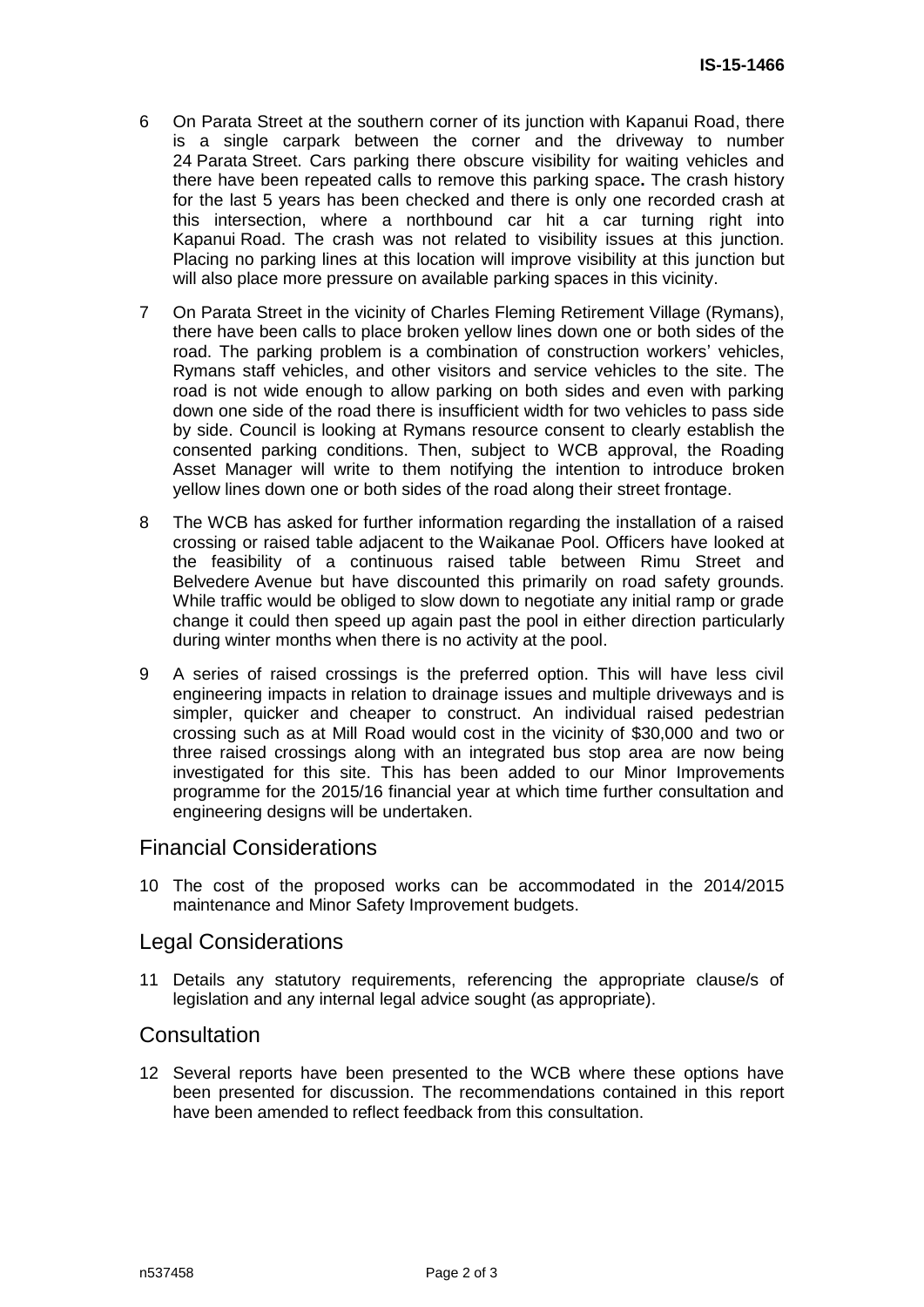6 On Parata Street at the southern corner of its junction with Kapanui Road, there is a single carpark between the corner and the driveway to number 24 Parata Street. Cars parking there obscure visibility for waiting vehicles and there have been repeated calls to remove this parking space**.** The crash history for the last 5 years has been checked and there is only one recorded crash at this intersection, where a northbound car hit a car turning right into Kapanui Road. The crash was not related to visibility issues at this junction. Placing no parking lines at this location will improve visibility at this junction but will also place more pressure on available parking spaces in this vicinity.

7 On Parata Street in the vicinity of Charles Fleming Retirement Village (Rymans), there have been calls to place broken yellow lines down one or both sides of the road. The parking problem is a combination of construction workers' vehicles, Rymans staff vehicles, and other visitors and service vehicles to the site. The road is not wide enough to allow parking on both sides and even with parking down one side of the road there is insufficient width for two vehicles to pass side by side. Council is looking at Rymans resource consent to clearly establish the consented parking conditions. Then, subject to WCB approval, the Roading Asset Manager will write to them notifying the intention to introduce broken yellow lines down one or both sides of the road along their street frontage.

8 The WCB has asked for further information regarding the installation of a raised crossing or raised table adjacent to the Waikanae Pool. Officers have looked at the feasibility of a continuous raised table between Rimu Street and Belvedere Avenue but have discounted this primarily on road safety grounds. While traffic would be obliged to slow down to negotiate any initial ramp or grade change it could then speed up again past the pool in either direction particularly during winter months when there is no activity at the pool.

9 A series of raised crossings is the preferred option. This will have less civil engineering impacts in relation to drainage issues and multiple driveways and is simpler, quicker and cheaper to construct. An individual raised pedestrian crossing such as at Mill Road would cost in the vicinity of $30,000 and two or three raised crossings along with an integrated bus stop area are now being investigated for this site. This has been added to our Minor Improvements programme for the 2015/16 financial year at which time further consultation and engineering designs will be undertaken.

## Financial Considerations

10 The cost of the proposed works can be accommodated in the 2014/2015 maintenance and Minor Safety Improvement budgets.

## Legal Considerations

11 Details any statutory requirements, referencing the appropriate clause/s of legislation and any internal legal advice sought (as appropriate).

## Consultation

12 Several reports have been presented to the WCB where these options have been presented for discussion. The recommendations contained in this report have been amended to reflect feedback from this consultation.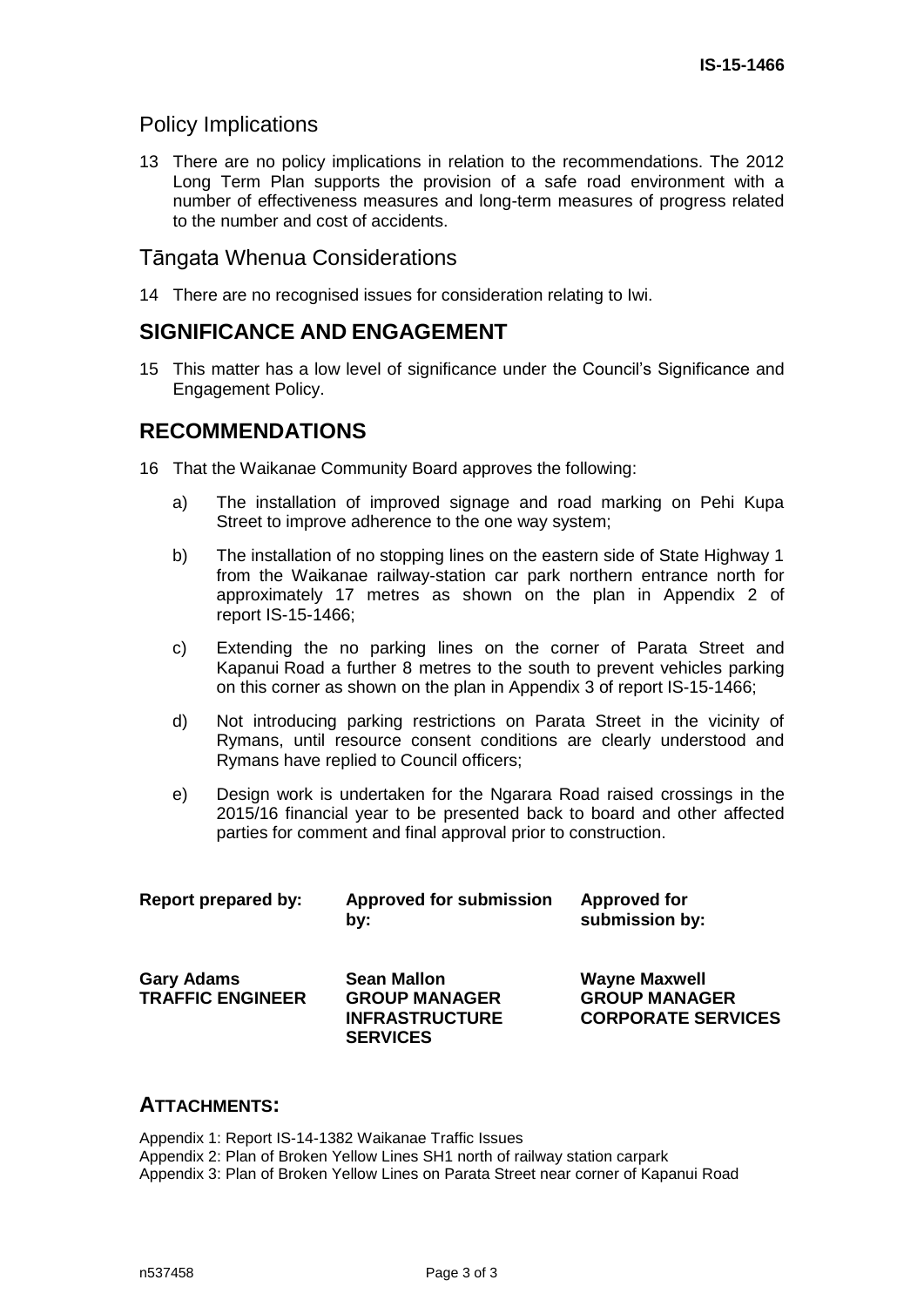## Policy Implications

13 There are no policy implications in relation to the recommendations. The 2012 Long Term Plan supports the provision of a safe road environment with a number of effectiveness measures and long-term measures of progress related to the number and cost of accidents.

## Tāngata Whenua Considerations

14 There are no recognised issues for consideration relating to Iwi.

# SIGNIFICANCE AND ENGAGEMENT

15 This matter has a low level of significance under the Council's Significance and Engagement Policy.

# RECOMMENDATIONS

16 That the Waikanae Community Board approves the following:

a) The installation of improved signage and road marking on Pehi Kupa Street to improve adherence to the one way system;

b) The installation of no stopping lines on the eastern side of State Highway 1 from the Waikanae railway-station car park northern entrance north for approximately 17 metres as shown on the plan in Appendix 2 of report IS-15-1466;

c) Extending the no parking lines on the corner of Parata Street and Kapanui Road a further 8 metres to the south to prevent vehicles parking on this corner as shown on the plan in Appendix 3 of report IS-15-1466;

d) Not introducing parking restrictions on Parata Street in the vicinity of Rymans, until resource consent conditions are clearly understood and Rymans have replied to Council officers;

e) Design work is undertaken for the Ngarara Road raised crossings in the 2015/16 financial year to be presented back to board and other affected parties for comment and final approval prior to construction.

| Report prepared by: | Approved for submission by: | Approved for submission by: |
|---|---|---|
| **Gary Adams**<br>**TRAFFIC ENGINEER** | **Sean Mallon**<br>**GROUP MANAGER INFRASTRUCTURE SERVICES** | **Wayne Maxwell**<br>**GROUP MANAGER CORPORATE SERVICES** |

# ATTACHMENTS:

Appendix 1: Report IS-14-1382 Waikanae Traffic Issues
Appendix 2: Plan of Broken Yellow Lines SH1 north of railway station carpark
Appendix 3: Plan of Broken Yellow Lines on Parata Street near corner of Kapanui Road